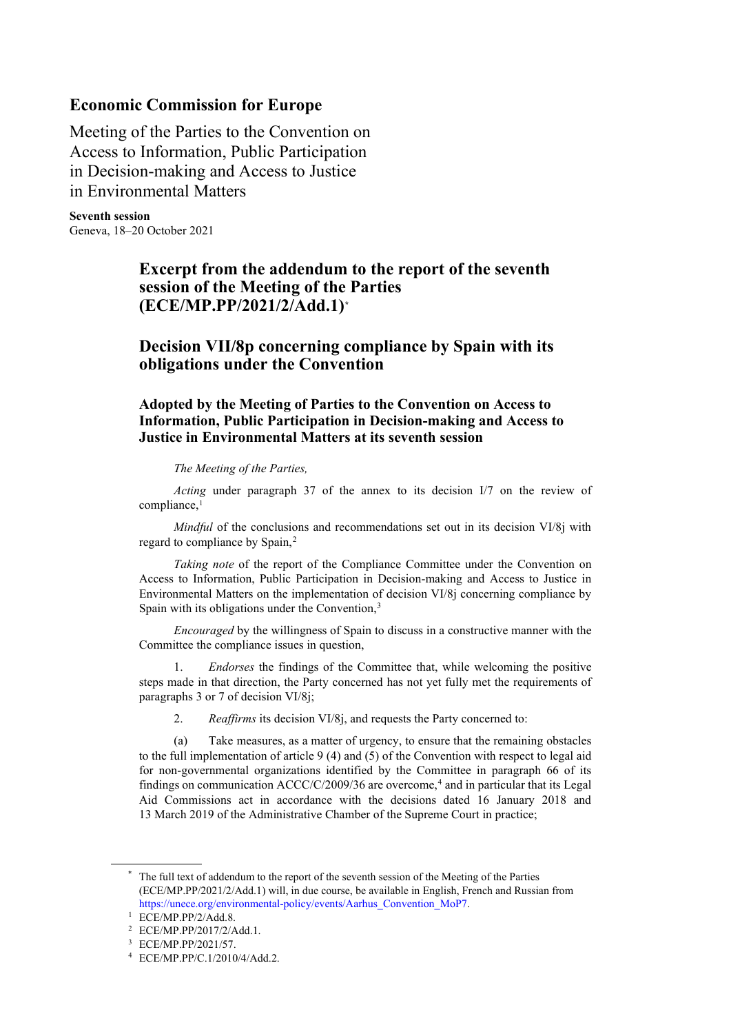## Economic Commission for Europe

Meeting of the Parties to the Convention on Access to Information, Public Participation in Decision-making and Access to Justice in Environmental Matters

**Seventh session**
Geneva, 18–20 October 2021

# Excerpt from the addendum to the report of the seventh session of the Meeting of the Parties (ECE/MP.PP/2021/2/Add.1)[*]

# Decision VII/8p concerning compliance by Spain with its obligations under the Convention

### Adopted by the Meeting of Parties to the Convention on Access to Information, Public Participation in Decision-making and Access to Justice in Environmental Matters at its seventh session

*The Meeting of the Parties,*

*Acting* under paragraph 37 of the annex to its decision I/7 on the review of compliance,[1]

*Mindful* of the conclusions and recommendations set out in its decision VI/8j with regard to compliance by Spain,[2]

*Taking note* of the report of the Compliance Committee under the Convention on Access to Information, Public Participation in Decision-making and Access to Justice in Environmental Matters on the implementation of decision VI/8j concerning compliance by Spain with its obligations under the Convention,[3]

*Encouraged* by the willingness of Spain to discuss in a constructive manner with the Committee the compliance issues in question,

1. *Endorses* the findings of the Committee that, while welcoming the positive steps made in that direction, the Party concerned has not yet fully met the requirements of paragraphs 3 or 7 of decision VI/8j;

2. *Reaffirms* its decision VI/8j, and requests the Party concerned to:

(a) Take measures, as a matter of urgency, to ensure that the remaining obstacles to the full implementation of article 9 (4) and (5) of the Convention with respect to legal aid for non-governmental organizations identified by the Committee in paragraph 66 of its findings on communication ACCC/C/2009/36 are overcome,[4] and in particular that its Legal Aid Commissions act in accordance with the decisions dated 16 January 2018 and 13 March 2019 of the Administrative Chamber of the Supreme Court in practice;

---

[*] The full text of addendum to the report of the seventh session of the Meeting of the Parties (ECE/MP.PP/2021/2/Add.1) will, in due course, be available in English, French and Russian from https://unece.org/environmental-policy/events/Aarhus_Convention_MoP7.

[1] ECE/MP.PP/2/Add.8.

[2] ECE/MP.PP/2017/2/Add.1.

[3] ECE/MP.PP/2021/57.

[4] ECE/MP.PP/C.1/2010/4/Add.2.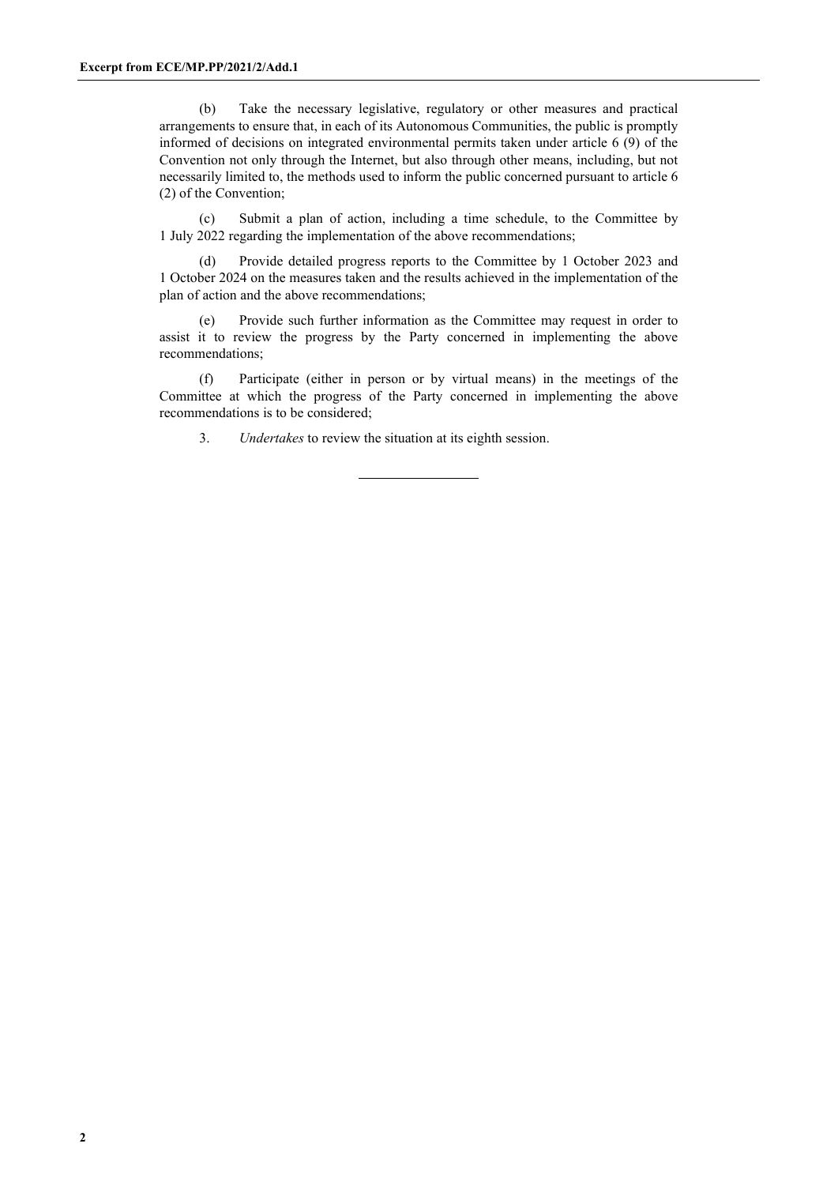(b) Take the necessary legislative, regulatory or other measures and practical arrangements to ensure that, in each of its Autonomous Communities, the public is promptly informed of decisions on integrated environmental permits taken under article 6 (9) of the Convention not only through the Internet, but also through other means, including, but not necessarily limited to, the methods used to inform the public concerned pursuant to article 6 (2) of the Convention;

(c) Submit a plan of action, including a time schedule, to the Committee by 1 July 2022 regarding the implementation of the above recommendations;

(d) Provide detailed progress reports to the Committee by 1 October 2023 and 1 October 2024 on the measures taken and the results achieved in the implementation of the plan of action and the above recommendations;

(e) Provide such further information as the Committee may request in order to assist it to review the progress by the Party concerned in implementing the above recommendations;

(f) Participate (either in person or by virtual means) in the meetings of the Committee at which the progress of the Party concerned in implementing the above recommendations is to be considered;

3. *Undertakes* to review the situation at its eighth session.